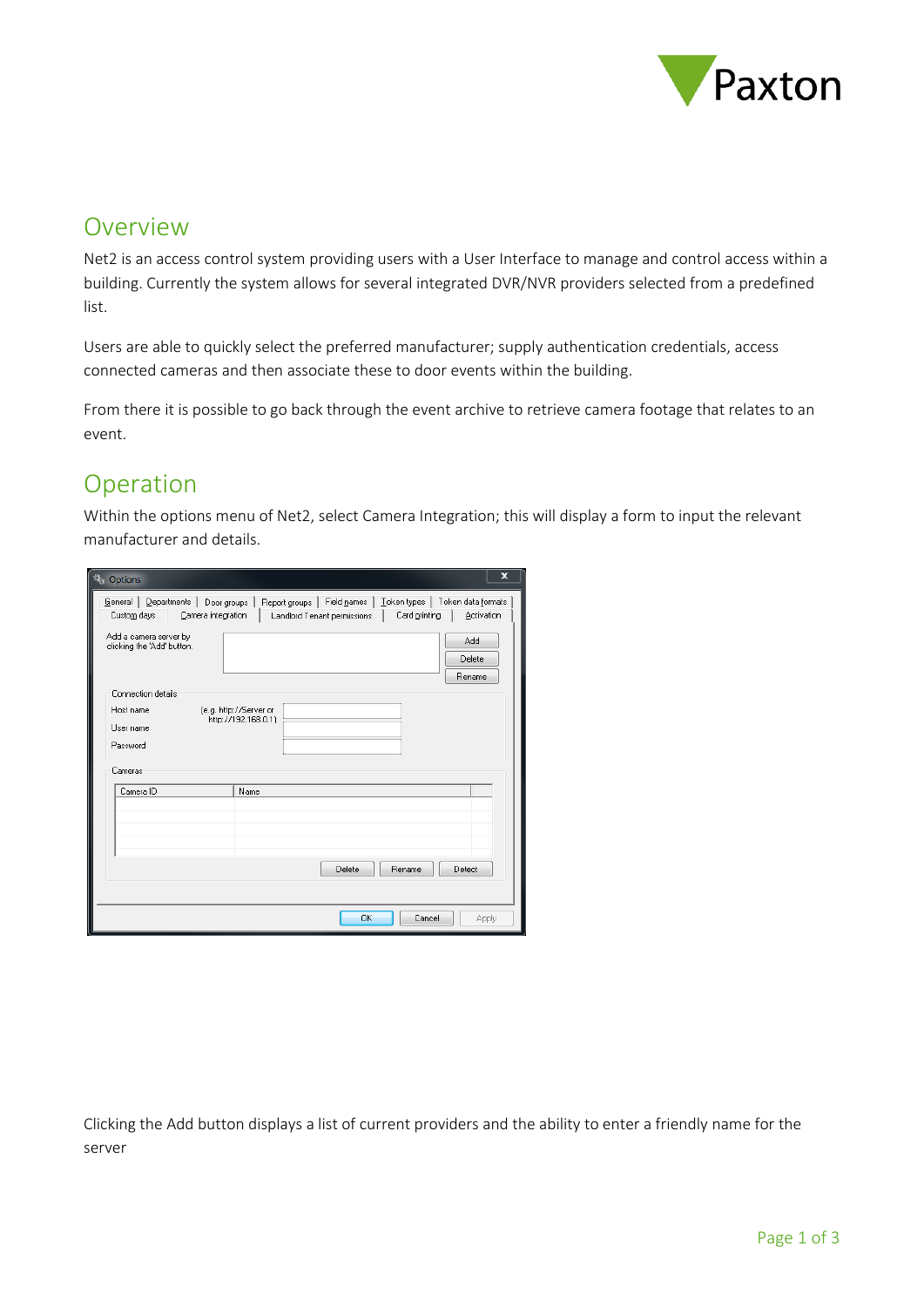## Overview

Net2 is an access control system providing users with a User Interface to manage and control access within a building. Currently the system allows for several integrated DVR/NVR providers selected from a predefined list.

Users are able to quickly select the preferred manufacturer; supply authentication credentials, access connected cameras and then associate these to door events within the building.

From there it is possible to go back through the event archive to retrieve camera footage that relates to an event.

## Operation

Within the options menu of Net2, select Camera Integration; this will display a form to input the relevant manufacturer and details.

Clicking the Add button displays a list of current providers and the ability to enter a friendly name for the server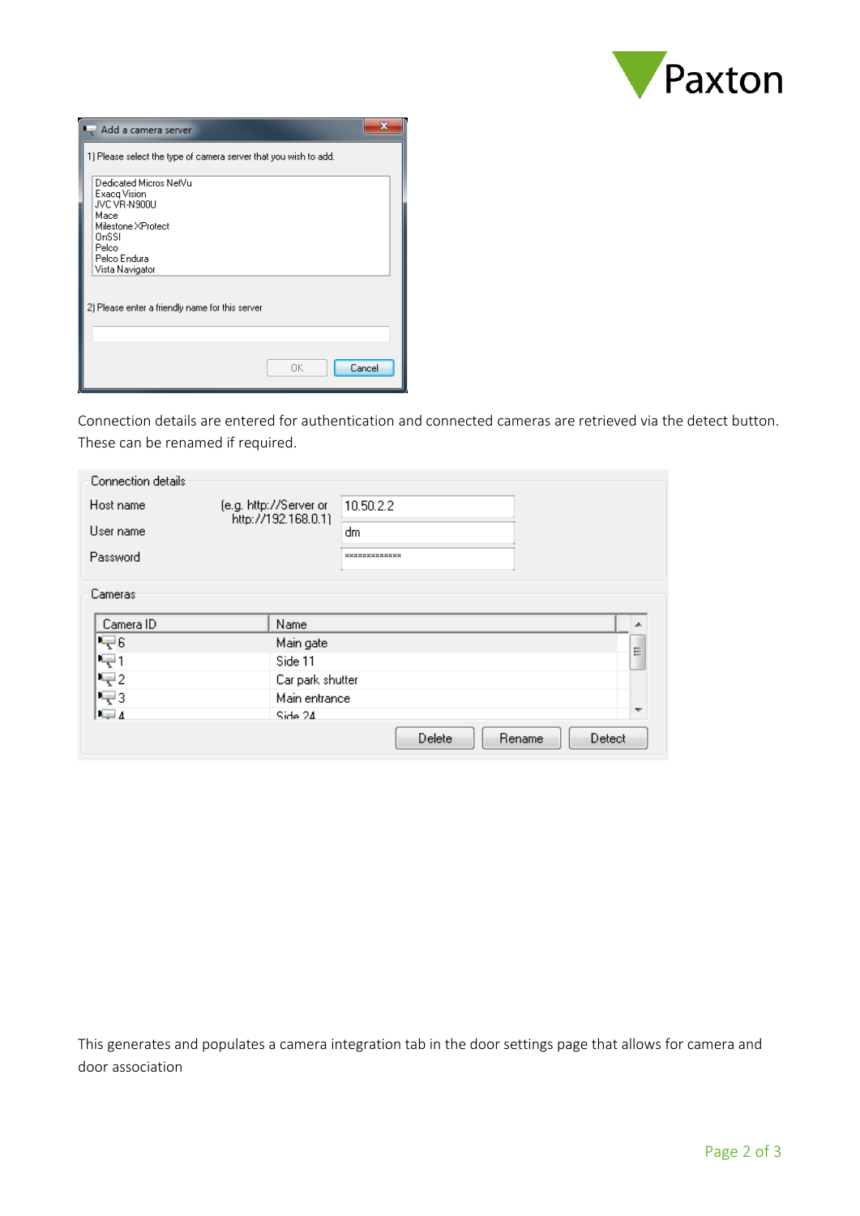Connection details are entered for authentication and connected cameras are retrieved via the detect button. These can be renamed if required.

This generates and populates a camera integration tab in the door settings page that allows for camera and door association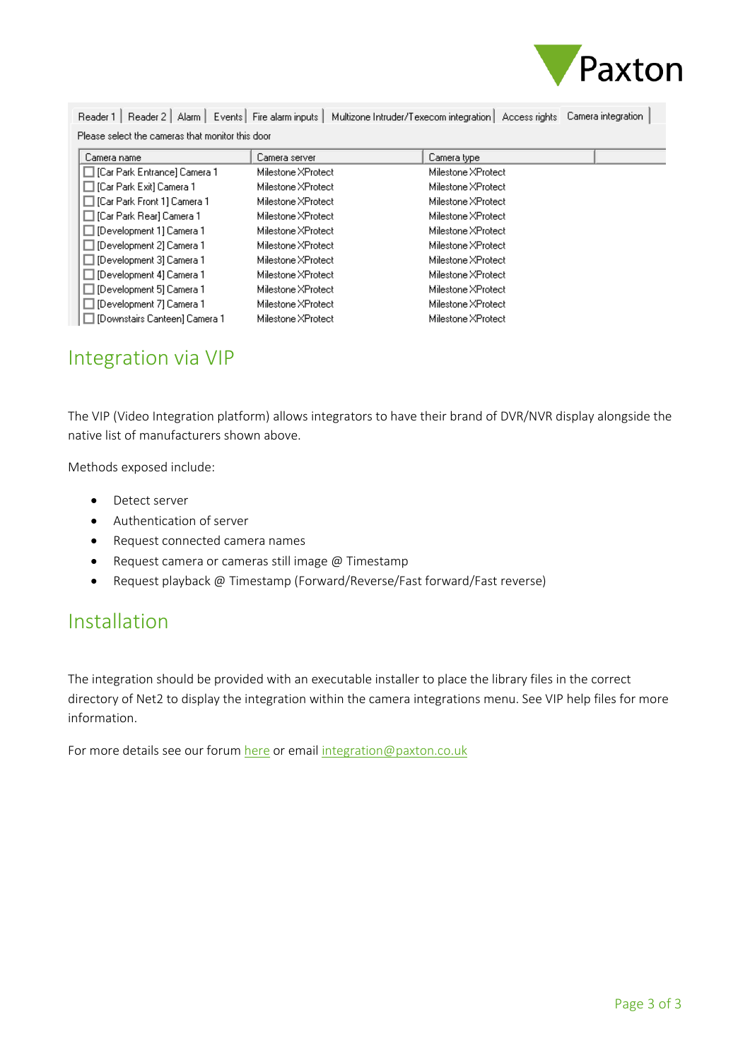Reader 1 | Reader 2 | Alarm | Events | Fire alarm inputs | Multizone Intruder/Texecom integration | Access rights | Camera integration

Please select the cameras that monitor this door

| Camera name | Camera server | Camera type |
|---|---|---|
| [Car Park Entrance] Camera 1 | Milestone XProtect | Milestone XProtect |
| [Car Park Exit] Camera 1 | Milestone XProtect | Milestone XProtect |
| [Car Park Front 1] Camera 1 | Milestone XProtect | Milestone XProtect |
| [Car Park Rear] Camera 1 | Milestone XProtect | Milestone XProtect |
| [Development 1] Camera 1 | Milestone XProtect | Milestone XProtect |
| [Development 2] Camera 1 | Milestone XProtect | Milestone XProtect |
| [Development 3] Camera 1 | Milestone XProtect | Milestone XProtect |
| [Development 4] Camera 1 | Milestone XProtect | Milestone XProtect |
| [Development 5] Camera 1 | Milestone XProtect | Milestone XProtect |
| [Development 7] Camera 1 | Milestone XProtect | Milestone XProtect |
| [Downstairs Canteen] Camera 1 | Milestone XProtect | Milestone XProtect |

## Integration via VIP

The VIP (Video Integration platform) allows integrators to have their brand of DVR/NVR display alongside the native list of manufacturers shown above.

Methods exposed include:

- Detect server
- Authentication of server
- Request connected camera names
- Request camera or cameras still image @ Timestamp
- Request playback @ Timestamp (Forward/Reverse/Fast forward/Fast reverse)

## Installation

The integration should be provided with an executable installer to place the library files in the correct directory of Net2 to display the integration within the camera integrations menu. See VIP help files for more information.

For more details see our forum here or email integration@paxton.co.uk